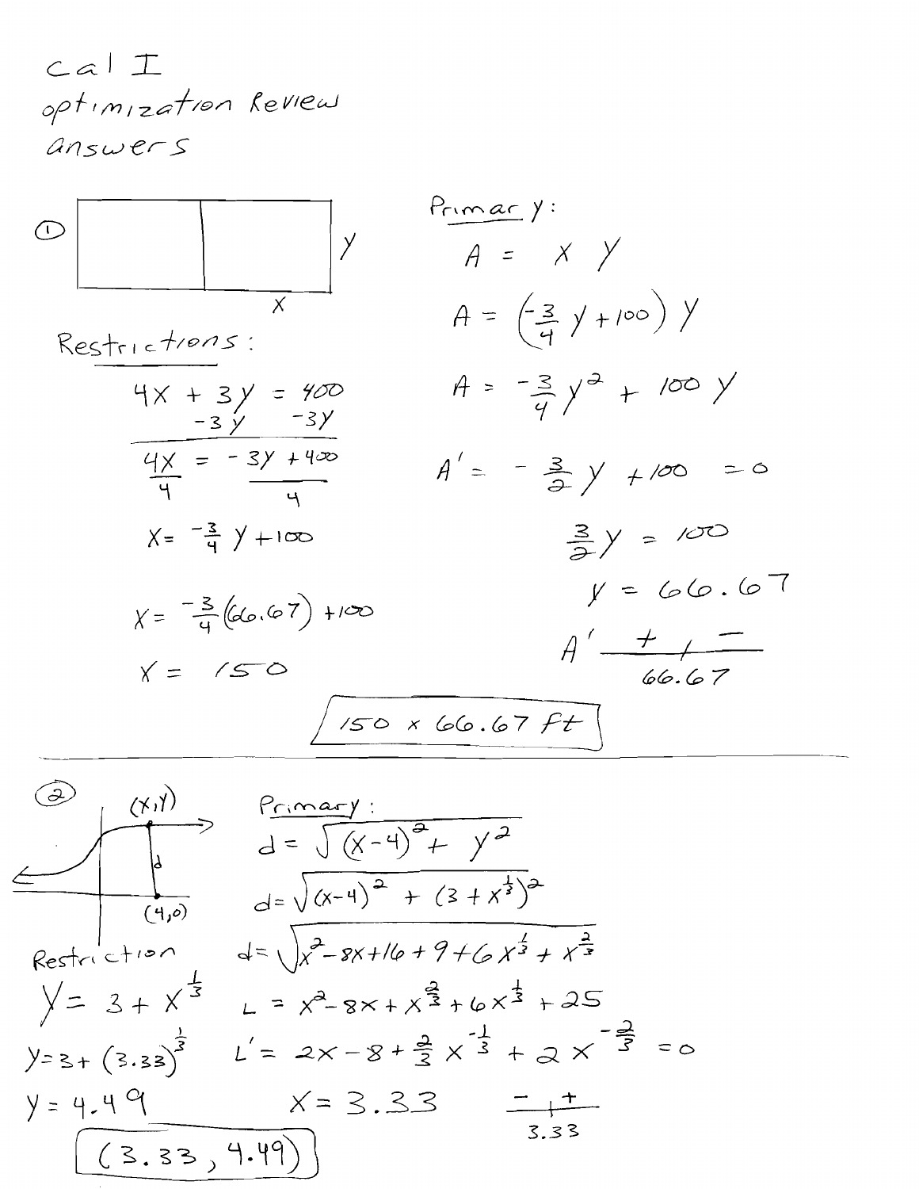Cal I

Optimization Review

answers

① (Diagram: rectangle divided in two by a vertical line; width labeled $x$, height labeled $y$)

**Primary:**

$$A = xy$$

$$A = \left(-\frac{3}{4}y + 100\right)y$$

$$A = -\frac{3}{4}y^2 + 100y$$

$$A' = -\frac{3}{2}y + 100 = 0$$

$$\frac{3}{2}y = 100$$

$$y = 66.67$$

$A'$: $+$ | $-$ at $66.67$

**Restrictions:**

$$4x + 3y = 400$$

$$-3y \qquad -3y$$

$$\frac{4x}{4} = \frac{-3y + 400}{4}$$

$$x = -\frac{3}{4}y + 100$$

$$x = -\frac{3}{4}(66.67) + 100$$

$$x = 150$$

**150 x 66.67 ft**

---

② (Diagram: graph of curve with point $(x, y)$ on the curve, distance $d$ to point $(4,0)$)

**Primary:**

$$d = \sqrt{(x-4)^2 + y^2}$$

$$d = \sqrt{(x-4)^2 + (3 + x^{\frac{1}{3}})^2}$$

$$d = \sqrt{x^2 - 8x + 16 + 9 + 6x^{\frac{1}{3}} + x^{\frac{2}{3}}}$$

$$L = x^2 - 8x + x^{\frac{2}{3}} + 6x^{\frac{1}{3}} + 25$$

$$L' = 2x - 8 + \frac{2}{3}x^{-\frac{1}{3}} + 2x^{-\frac{2}{3}} = 0$$

$$x = 3.33$$

$-$ | $+$ at $3.33$

**Restriction**

$$y = 3 + x^{\frac{1}{3}}$$

$$y = 3 + (3.33)^{\frac{1}{3}}$$

$$y = 4.49$$

**(3.33, 4.49)**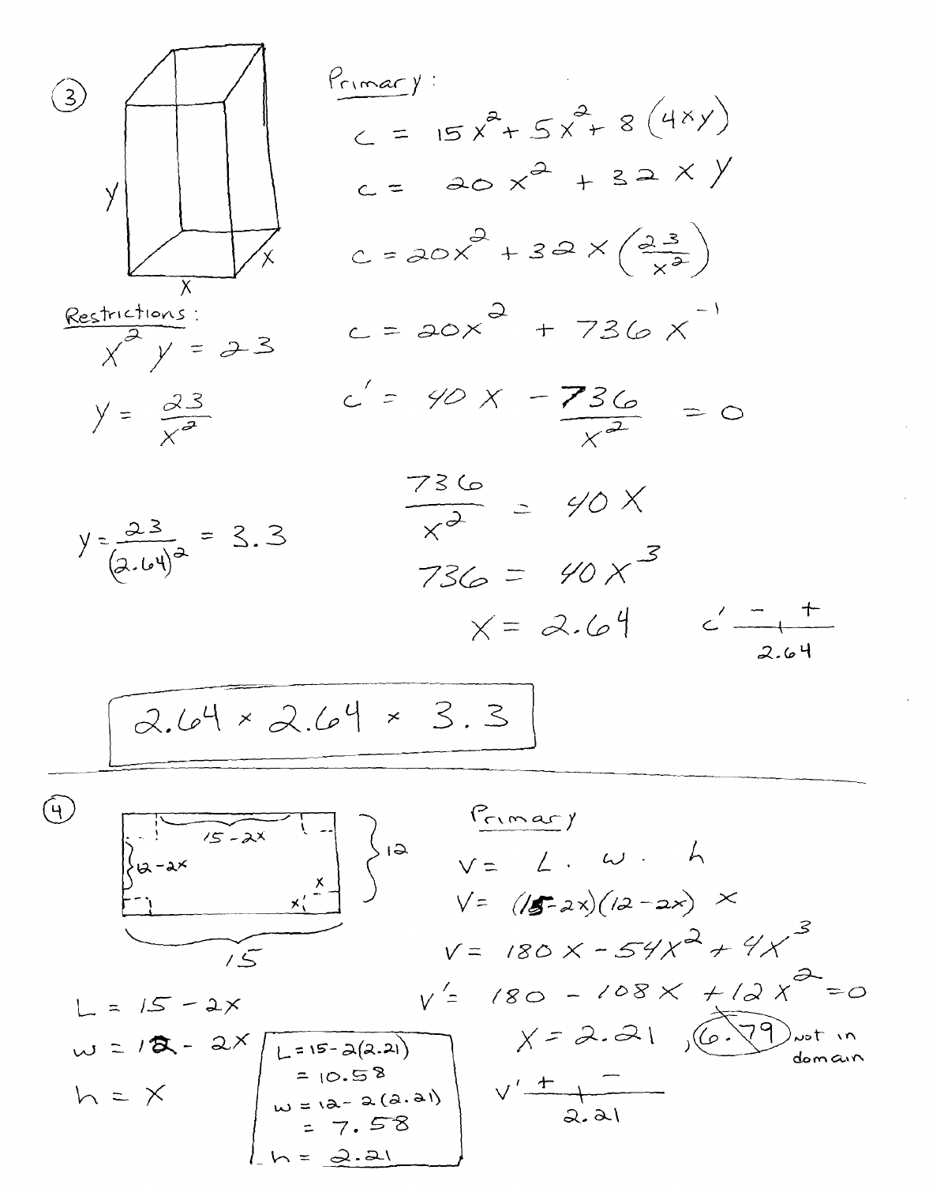(3)

y, x, x

**Restrictions:**

$x^2 y = 23$

$y = \frac{23}{x^2}$

$y = \frac{23}{(2.64)^2} = 3.3$

**Primary:**

$c = 15x^2 + 5x^2 + 8(4xy)$

$c = 20x^2 + 32xy$

$c = 20x^2 + 32x\left(\frac{23}{x^2}\right)$

$c = 20x^2 + 736x^{-1}$

$c' = 40x - \frac{736}{x^2} = 0$

$\frac{736}{x^2} = 40x$

$736 = 40x^3$

$x = 2.64$

$c'$: $-$ | $+$ at $2.64$

**$2.64 \times 2.64 \times 3.3$**

---

(4)

$15 - 2x$, $12 - 2x$, $12$, $x$, $x$, $15$

$L = 15 - 2x$

$w = 12 - 2x$

$h = x$

$L = 15 - 2(2.21)$
$= 10.58$
$w = 12 - 2(2.21)$
$= 7.58$
$h = 2.21$

**Primary**

$V = L \cdot w \cdot h$

$V = (15 - 2x)(12 - 2x)\, x$

$V = 180x - 54x^2 + 4x^3$

$V' = 180 - 108x + 12x^2 = 0$

$x = 2.21$, ~~$6.79$~~ not in domain

$V'$: $+$ | $-$ at $2.21$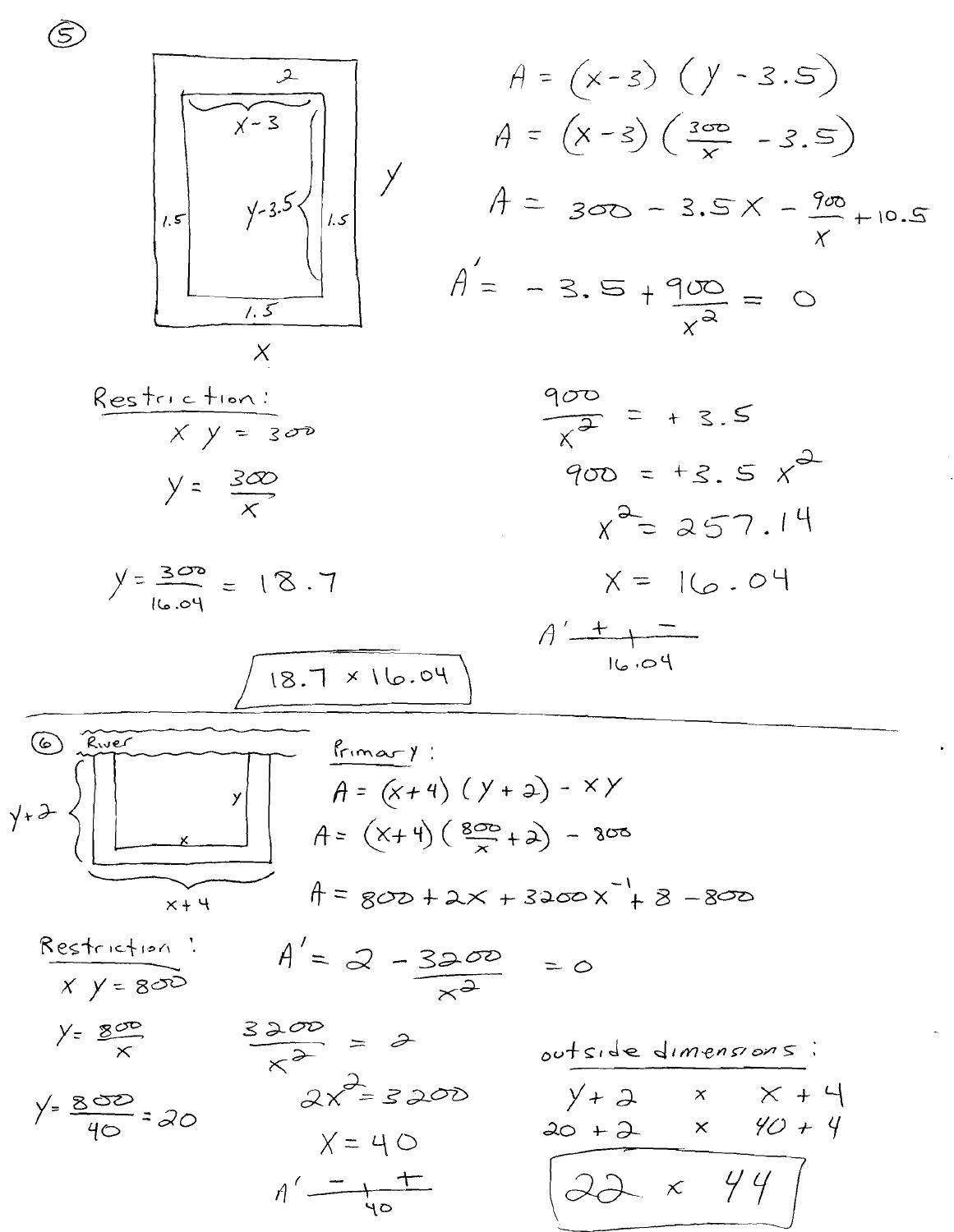**(5)**

Diagram labels: $2$ (top margin), $x-3$ (inner width), $y-3.5$ (inner height), $1.5$ (left margin), $1.5$ (right margin), $1.5$ (bottom margin), $x$ (outer width), $y$ (outer height)

**Restriction:**

$$xy = 300$$

$$y = \frac{300}{x}$$

$$A = (x-3)(y-3.5)$$

$$A = (x-3)\left(\frac{300}{x} - 3.5\right)$$

$$A = 300 - 3.5x - \frac{900}{x} + 10.5$$

$$A' = -3.5 + \frac{900}{x^2} = 0$$

$$\frac{900}{x^2} = +3.5$$

$$900 = +3.5x^2$$

$$x^2 = 257.14$$

$$x = 16.04$$

$A'$: $+$ | $-$ at $16.04$

$$y = \frac{300}{16.04} = 18.7$$

$$\boxed{18.7 \times 16.04}$$

---

**(6)**

Diagram labels: River, $y$, $x$, $y+2$, $x+4$

**Primary:**

$$A = (x+4)(y+2) - xy$$

$$A = (x+4)\left(\frac{800}{x} + 2\right) - 800$$

$$A = 800 + 2x + 3200x^{-1} + 8 - 800$$

**Restriction:**

$$xy = 800$$

$$y = \frac{800}{x}$$

$$A' = 2 - \frac{3200}{x^2} = 0$$

$$\frac{3200}{x^2} = 2$$

$$2x^2 = 3200$$

$$x = 40$$

$A'$: $-$ | $+$ at $40$

$$y = \frac{800}{40} = 20$$

**outside dimensions:**

$$y+2 \quad \times \quad x+4$$

$$20+2 \quad \times \quad 40+4$$

$$\boxed{22 \times 44}$$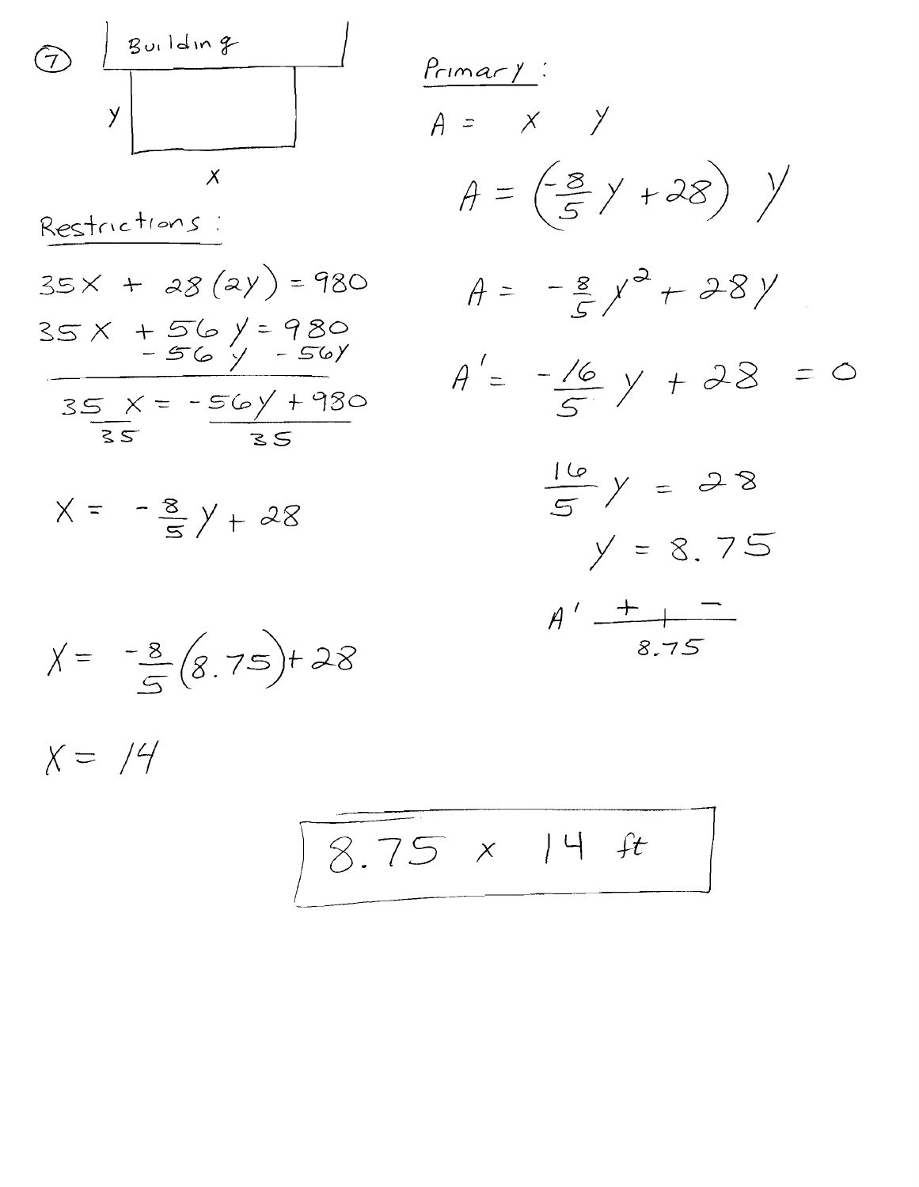7

Building

$y$

$x$

**Restrictions:**

$$35x + 28(2y) = 980$$

$$35x + 56y = 980$$

$$-56y \quad -56y$$

$$\frac{35x}{35} = \frac{-56y + 980}{35}$$

$$x = -\frac{8}{5}y + 28$$

$$x = -\frac{8}{5}(8.75) + 28$$

$$x = 14$$

**Primary:**

$$A = x \quad y$$

$$A = \left(-\frac{8}{5}y + 28\right) y$$

$$A = -\frac{8}{5}y^2 + 28y$$

$$A' = -\frac{16}{5}y + 28 = 0$$

$$\frac{16}{5}y = 28$$

$$y = 8.75$$

$A'$: $+$ | $-$ at $8.75$

**8.75 x 14 ft**